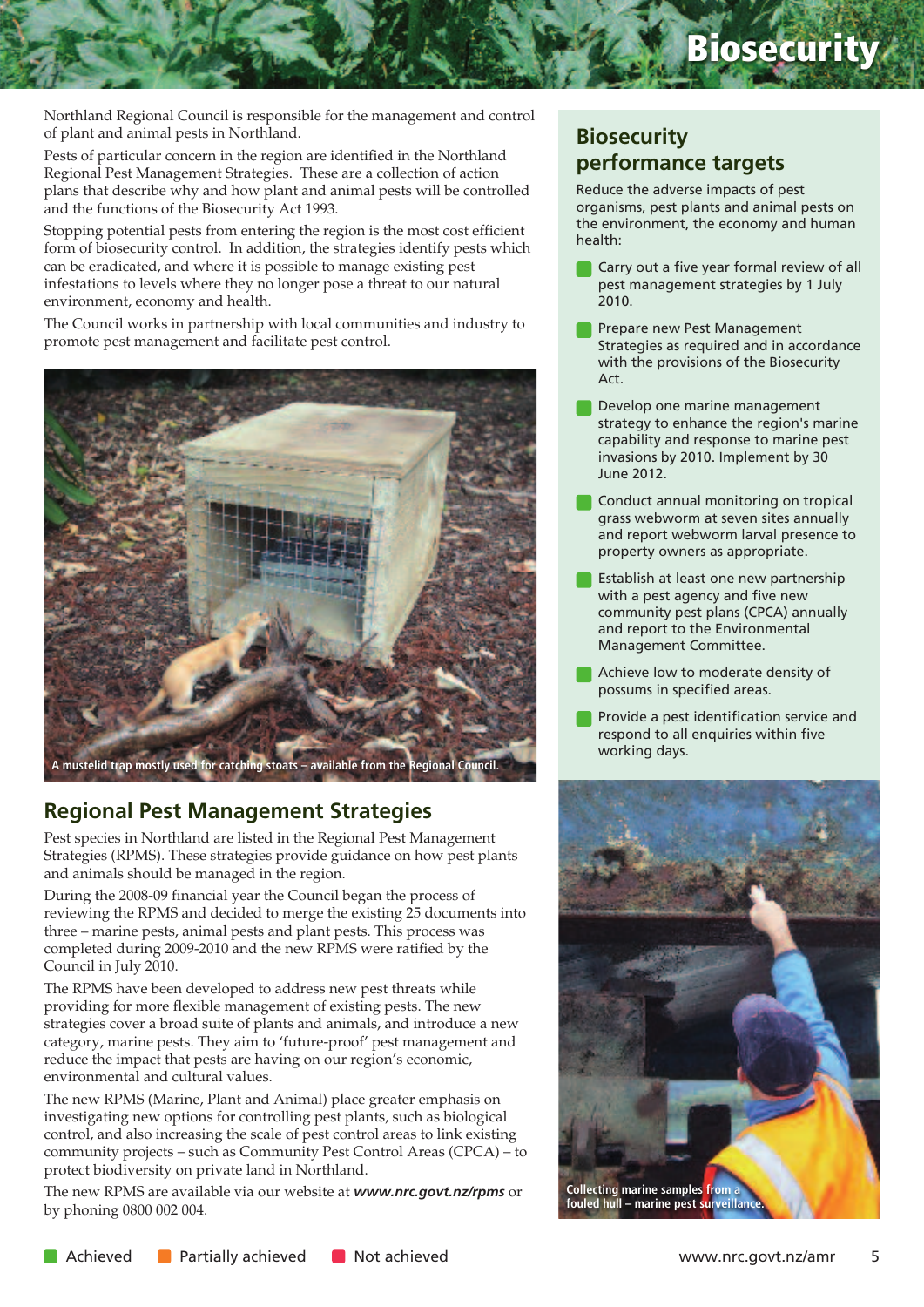# Biosecurity

Northland Regional Council is responsible for the management and control of plant and animal pests in Northland.

Pests of particular concern in the region are identified in the Northland Regional Pest Management Strategies. These are a collection of action plans that describe why and how plant and animal pests will be controlled and the functions of the Biosecurity Act 1993.

Stopping potential pests from entering the region is the most cost efficient form of biosecurity control. In addition, the strategies identify pests which can be eradicated, and where it is possible to manage existing pest infestations to levels where they no longer pose a threat to our natural environment, economy and health.

The Council works in partnership with local communities and industry to promote pest management and facilitate pest control.

A mustelid trap mostly used for catching stoats – available from the Regional Council.

## Regional Pest Management Strategies

Pest species in Northland are listed in the Regional Pest Management Strategies (RPMS). These strategies provide guidance on how pest plants and animals should be managed in the region.

During the 2008-09 financial year the Council began the process of reviewing the RPMS and decided to merge the existing 25 documents into three – marine pests, animal pests and plant pests. This process was completed during 2009-2010 and the new RPMS were ratified by the Council in July 2010.

The RPMS have been developed to address new pest threats while providing for more flexible management of existing pests. The new strategies cover a broad suite of plants and animals, and introduce a new category, marine pests. They aim to 'future-proof' pest management and reduce the impact that pests are having on our region's economic, environmental and cultural values.

The new RPMS (Marine, Plant and Animal) place greater emphasis on investigating new options for controlling pest plants, such as biological control, and also increasing the scale of pest control areas to link existing community projects – such as Community Pest Control Areas (CPCA) – to protect biodiversity on private land in Northland.

The new RPMS are available via our website at ***www.nrc.govt.nz/rpms*** or by phoning 0800 002 004.

## Biosecurity performance targets

Reduce the adverse impacts of pest organisms, pest plants and animal pests on the environment, the economy and human health:

- Carry out a five year formal review of all pest management strategies by 1 July 2010. (Achieved)
- Prepare new Pest Management Strategies as required and in accordance with the provisions of the Biosecurity Act. (Achieved)
- Develop one marine management strategy to enhance the region's marine capability and response to marine pest invasions by 2010. Implement by 30 June 2012. (Achieved)
- Conduct annual monitoring on tropical grass webworm at seven sites annually and report webworm larval presence to property owners as appropriate. (Achieved)
- Establish at least one new partnership with a pest agency and five new community pest plans (CPCA) annually and report to the Environmental Management Committee. (Achieved)
- Achieve low to moderate density of possums in specified areas. (Achieved)
- Provide a pest identification service and respond to all enquiries within five working days. (Achieved)

Collecting marine samples from a fouled hull – marine pest surveillance.

Achieved | Partially achieved | Not achieved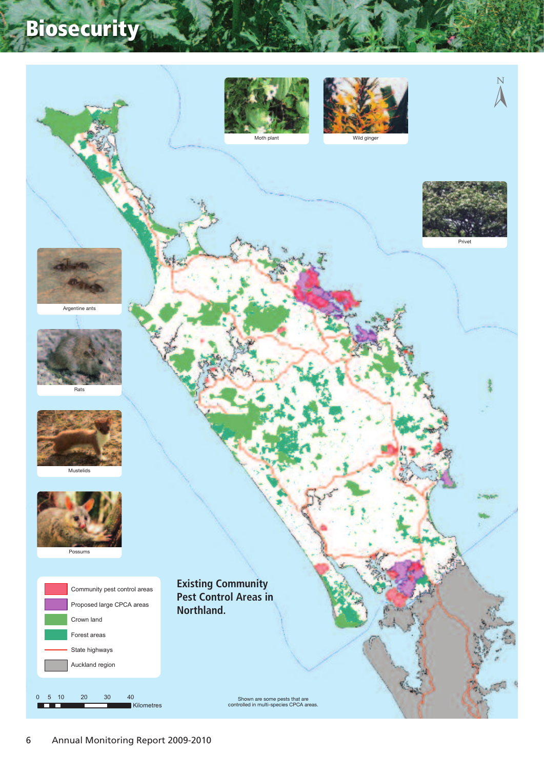# Biosecurity

Moth plant

Wild ginger

Privet

Argentine ants

Rats

Mustelids

Possums

- Community pest control areas
- Proposed large CPCA areas
- Crown land
- Forest areas
- State highways
- Auckland region

0 5 10 20 30 40 Kilometres

## Existing Community Pest Control Areas in Northland.

Shown are some pests that are controlled in multi-species CPCA areas.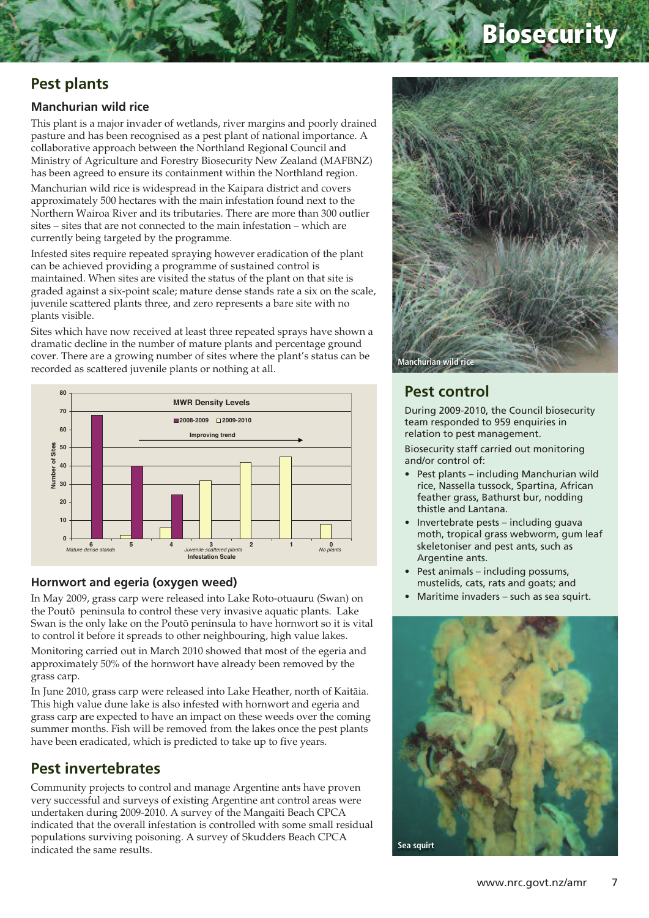# Biosecurity

## Pest plants

### Manchurian wild rice

This plant is a major invader of wetlands, river margins and poorly drained pasture and has been recognised as a pest plant of national importance. A collaborative approach between the Northland Regional Council and Ministry of Agriculture and Forestry Biosecurity New Zealand (MAFBNZ) has been agreed to ensure its containment within the Northland region.

Manchurian wild rice is widespread in the Kaipara district and covers approximately 500 hectares with the main infestation found next to the Northern Wairoa River and its tributaries. There are more than 300 outlier sites – sites that are not connected to the main infestation – which are currently being targeted by the programme.

Infested sites require repeated spraying however eradication of the plant can be achieved providing a programme of sustained control is maintained. When sites are visited the status of the plant on that site is graded against a six-point scale; mature dense stands rate a six on the scale, juvenile scattered plants three, and zero represents a bare site with no plants visible.

Sites which have now received at least three repeated sprays have shown a dramatic decline in the number of mature plants and percentage ground cover. There are a growing number of sites where the plant's status can be recorded as scattered juvenile plants or nothing at all.

MWR Density Levels

| Infestation Scale | 2008-2009 | 2009-2010 |
|---|---|---|
| 6 (Mature dense stands) | 68 | 0 |
| 5 | 40 | 2 |
| 4 | 24 | 6 |
| 3 (Juvenile scattered plants) | | 32 |
| 2 | | 42 |
| 1 | | 45 |
| 0 (No plants) | | 8 |

Improving trend →

### Hornwort and egeria (oxygen weed)

In May 2009, grass carp were released into Lake Roto-otuauru (Swan) on the Poutō peninsula to control these very invasive aquatic plants. Lake Swan is the only lake on the Poutō peninsula to have hornwort so it is vital to control it before it spreads to other neighbouring, high value lakes.

Monitoring carried out in March 2010 showed that most of the egeria and approximately 50% of the hornwort have already been removed by the grass carp.

In June 2010, grass carp were released into Lake Heather, north of Kaitāia. This high value dune lake is also infested with hornwort and egeria and grass carp are expected to have an impact on these weeds over the coming summer months. Fish will be removed from the lakes once the pest plants have been eradicated, which is predicted to take up to five years.

## Pest invertebrates

Community projects to control and manage Argentine ants have proven very successful and surveys of existing Argentine ant control areas were undertaken during 2009-2010. A survey of the Mangaiti Beach CPCA indicated that the overall infestation is controlled with some small residual populations surviving poisoning. A survey of Skudders Beach CPCA indicated the same results.

Manchurian wild rice

## Pest control

During 2009-2010, the Council biosecurity team responded to 959 enquiries in relation to pest management.

Biosecurity staff carried out monitoring and/or control of:

- Pest plants – including Manchurian wild rice, Nassella tussock, Spartina, African feather grass, Bathurst bur, nodding thistle and Lantana.
- Invertebrate pests – including guava moth, tropical grass webworm, gum leaf skeletoniser and pest ants, such as Argentine ants.
- Pest animals – including possums, mustelids, cats, rats and goats; and
- Maritime invaders – such as sea squirt.

Sea squirt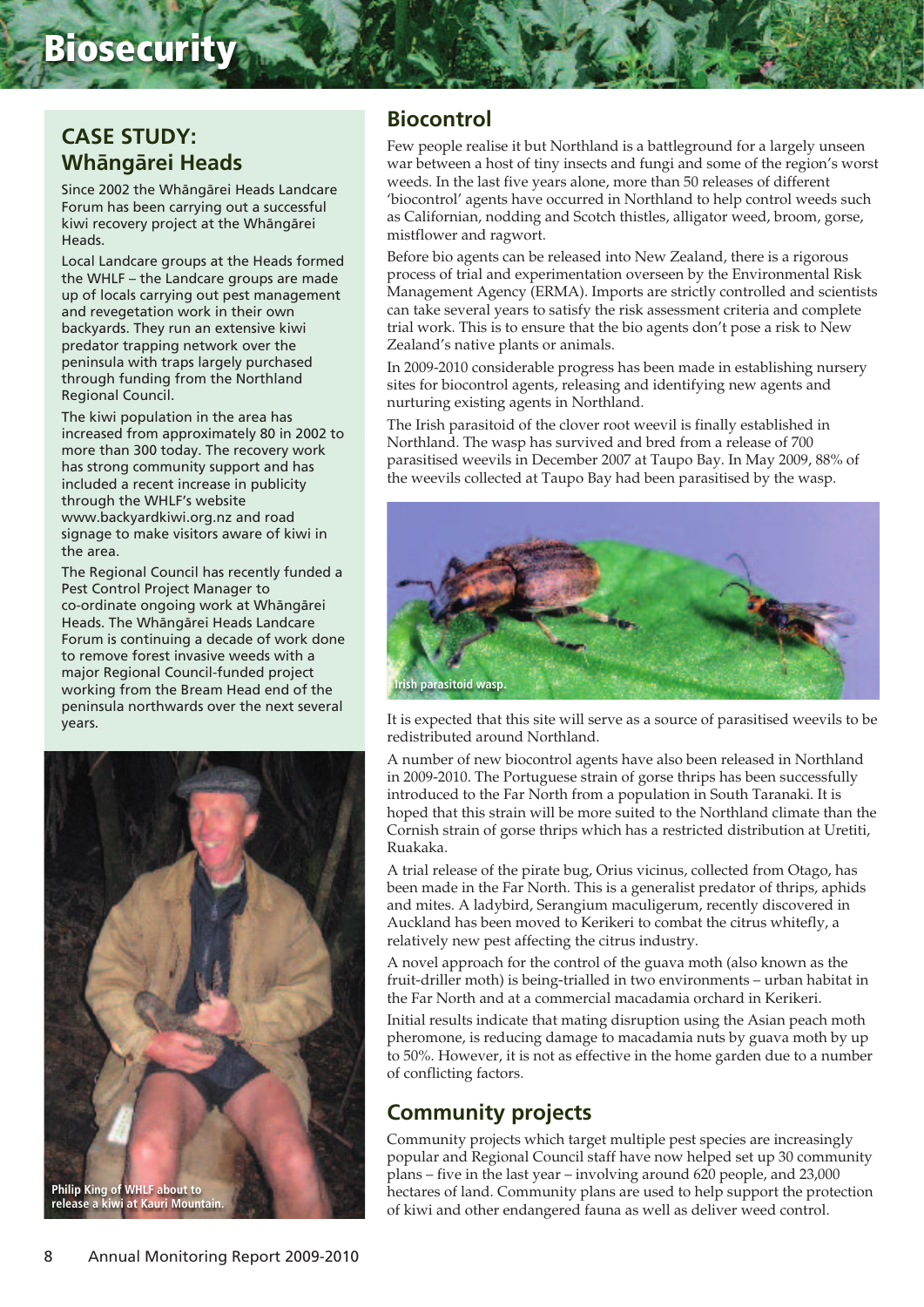# Biosecurity

## CASE STUDY: Whāngārei Heads

Since 2002 the Whāngārei Heads Landcare Forum has been carrying out a successful kiwi recovery project at the Whāngārei Heads.

Local Landcare groups at the Heads formed the WHLF – the Landcare groups are made up of locals carrying out pest management and revegetation work in their own backyards. They run an extensive kiwi predator trapping network over the peninsula with traps largely purchased through funding from the Northland Regional Council.

The kiwi population in the area has increased from approximately 80 in 2002 to more than 300 today. The recovery work has strong community support and has included a recent increase in publicity through the WHLF's website www.backyardkiwi.org.nz and road signage to make visitors aware of kiwi in the area.

The Regional Council has recently funded a Pest Control Project Manager to co-ordinate ongoing work at Whāngārei Heads. The Whāngārei Heads Landcare Forum is continuing a decade of work done to remove forest invasive weeds with a major Regional Council-funded project working from the Bream Head end of the peninsula northwards over the next several years.

Philip King of WHLF about to release a kiwi at Kauri Mountain.

## Biocontrol

Few people realise it but Northland is a battleground for a largely unseen war between a host of tiny insects and fungi and some of the region's worst weeds. In the last five years alone, more than 50 releases of different 'biocontrol' agents have occurred in Northland to help control weeds such as Californian, nodding and Scotch thistles, alligator weed, broom, gorse, mistflower and ragwort.

Before bio agents can be released into New Zealand, there is a rigorous process of trial and experimentation overseen by the Environmental Risk Management Agency (ERMA). Imports are strictly controlled and scientists can take several years to satisfy the risk assessment criteria and complete trial work. This is to ensure that the bio agents don't pose a risk to New Zealand's native plants or animals.

In 2009-2010 considerable progress has been made in establishing nursery sites for biocontrol agents, releasing and identifying new agents and nurturing existing agents in Northland.

The Irish parasitoid of the clover root weevil is finally established in Northland. The wasp has survived and bred from a release of 700 parasitised weevils in December 2007 at Taupo Bay. In May 2009, 88% of the weevils collected at Taupo Bay had been parasitised by the wasp.

Irish parasitoid wasp.

It is expected that this site will serve as a source of parasitised weevils to be redistributed around Northland.

A number of new biocontrol agents have also been released in Northland in 2009-2010. The Portuguese strain of gorse thrips has been successfully introduced to the Far North from a population in South Taranaki. It is hoped that this strain will be more suited to the Northland climate than the Cornish strain of gorse thrips which has a restricted distribution at Uretiti, Ruakaka.

A trial release of the pirate bug, Orius vicinus, collected from Otago, has been made in the Far North. This is a generalist predator of thrips, aphids and mites. A ladybird, Serangium maculigerum, recently discovered in Auckland has been moved to Kerikeri to combat the citrus whitefly, a relatively new pest affecting the citrus industry.

A novel approach for the control of the guava moth (also known as the fruit-driller moth) is being-trialled in two environments – urban habitat in the Far North and at a commercial macadamia orchard in Kerikeri.

Initial results indicate that mating disruption using the Asian peach moth pheromone, is reducing damage to macadamia nuts by guava moth by up to 50%. However, it is not as effective in the home garden due to a number of conflicting factors.

## Community projects

Community projects which target multiple pest species are increasingly popular and Regional Council staff have now helped set up 30 community plans – five in the last year – involving around 620 people, and 23,000 hectares of land. Community plans are used to help support the protection of kiwi and other endangered fauna as well as deliver weed control.